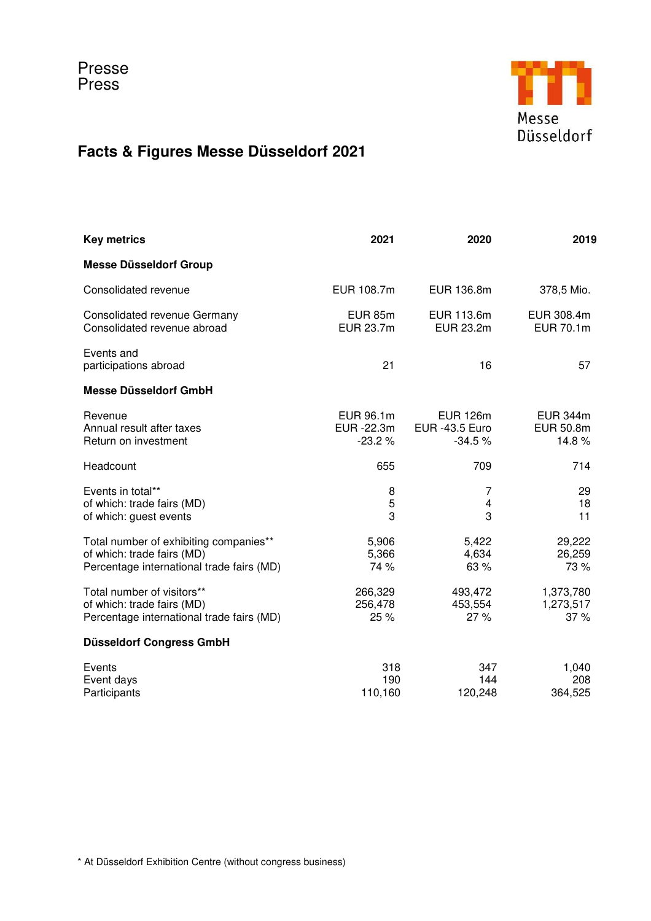Presse
Press

Messe Düsseldorf

# Facts & Figures Messe Düsseldorf 2021

| Key metrics | 2021 | 2020 | 2019 |
|---|---|---|---|
| **Messe Düsseldorf Group** | | | |
| Consolidated revenue | EUR 108.7m | EUR 136.8m | 378,5 Mio. |
| Consolidated revenue Germany | EUR 85m | EUR 113.6m | EUR 308.4m |
| Consolidated revenue abroad | EUR 23.7m | EUR 23.2m | EUR 70.1m |
| Events and participations abroad | 21 | 16 | 57 |
| **Messe Düsseldorf GmbH** | | | |
| Revenue | EUR 96.1m | EUR 126m | EUR 344m |
| Annual result after taxes | EUR -22.3m | EUR -43.5 Euro | EUR 50.8m |
| Return on investment | -23.2 % | -34.5 % | 14.8 % |
| Headcount | 655 | 709 | 714 |
| Events in total** | 8 | 7 | 29 |
| of which: trade fairs (MD) | 5 | 4 | 18 |
| of which: guest events | 3 | 3 | 11 |
| Total number of exhibiting companies** | 5,906 | 5,422 | 29,222 |
| of which: trade fairs (MD) | 5,366 | 4,634 | 26,259 |
| Percentage international trade fairs (MD) | 74 % | 63 % | 73 % |
| Total number of visitors** | 266,329 | 493,472 | 1,373,780 |
| of which: trade fairs (MD) | 256,478 | 453,554 | 1,273,517 |
| Percentage international trade fairs (MD) | 25 % | 27 % | 37 % |
| **Düsseldorf Congress GmbH** | | | |
| Events | 318 | 347 | 1,040 |
| Event days | 190 | 144 | 208 |
| Participants | 110,160 | 120,248 | 364,525 |

* At Düsseldorf Exhibition Centre (without congress business)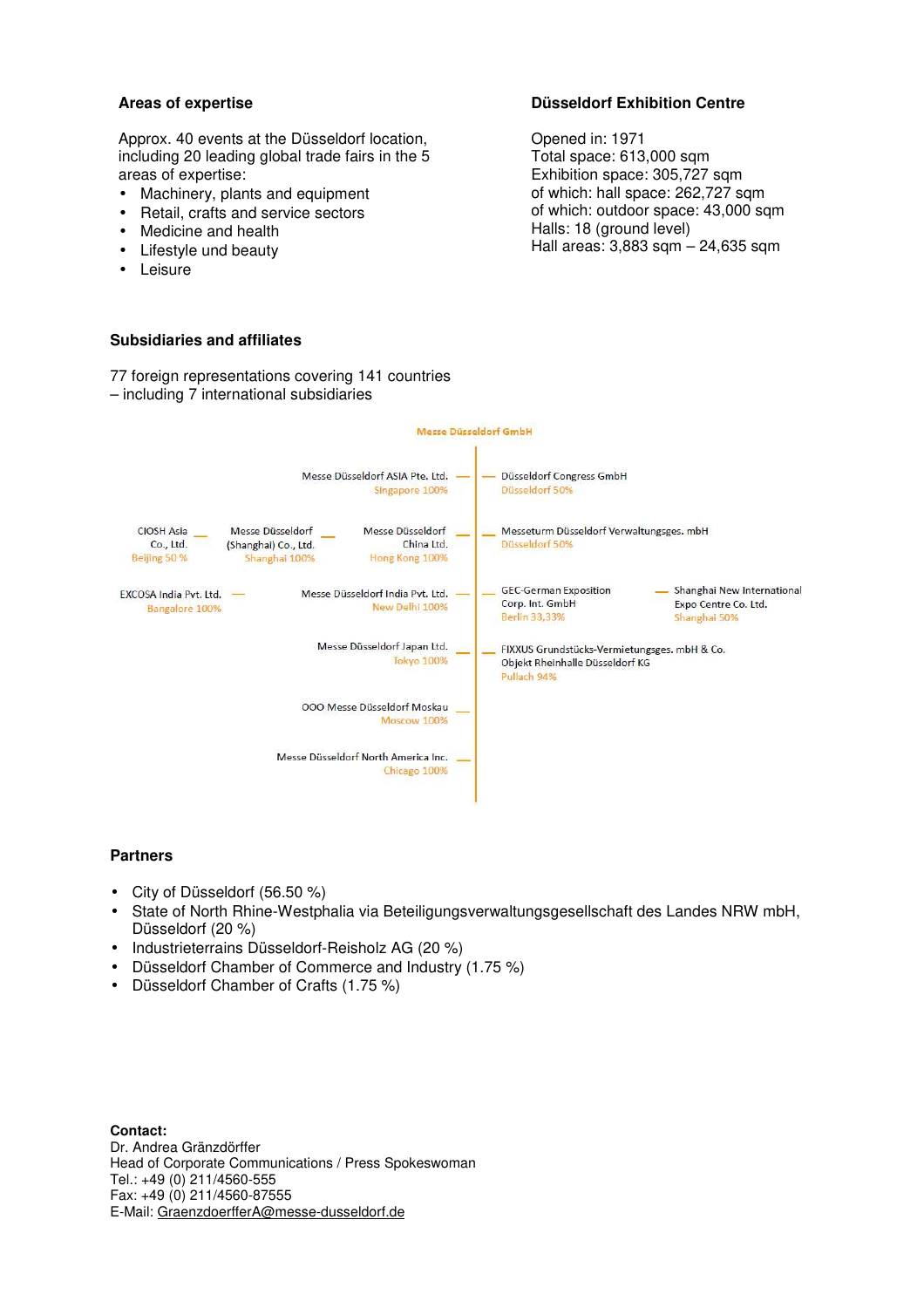### Areas of expertise

Approx. 40 events at the Düsseldorf location, including 20 leading global trade fairs in the 5 areas of expertise:

- Machinery, plants and equipment
- Retail, crafts and service sectors
- Medicine and health
- Lifestyle und beauty
- Leisure

### Düsseldorf Exhibition Centre

Opened in: 1971
Total space: 613,000 sqm
Exhibition space: 305,727 sqm
of which: hall space: 262,727 sqm
of which: outdoor space: 43,000 sqm
Halls: 18 (ground level)
Hall areas: 3,883 sqm – 24,635 sqm

### Subsidiaries and affiliates

77 foreign representations covering 141 countries
– including 7 international subsidiaries

Messe Düsseldorf GmbH

Messe Düsseldorf ASIA Pte. Ltd.
Singapore 100%

Düsseldorf Congress GmbH
Düsseldorf 50%

CIOSH Asia Co., Ltd.
Beijing 50 %

Messe Düsseldorf (Shanghai) Co., Ltd.
Shanghai 100%

Messe Düsseldorf China Ltd.
Hong Kong 100%

Messeturm Düsseldorf Verwaltungsges. mbH
Düsseldorf 50%

EXCOSA India Pvt. Ltd.
Bangalore 100%

Messe Düsseldorf India Pvt. Ltd.
New Delhi 100%

GEC-German Exposition Corp. Int. GmbH
Berlin 33,33%

Shanghai New International Expo Centre Co. Ltd.
Shanghai 50%

Messe Düsseldorf Japan Ltd.
Tokyo 100%

FIXXUS Grundstücks-Vermietungsges. mbH & Co. Objekt Rheinhalle Düsseldorf KG
Pullach 94%

OOO Messe Düsseldorf Moskau
Moscow 100%

Messe Düsseldorf North America Inc.
Chicago 100%

### Partners

- City of Düsseldorf (56.50 %)
- State of North Rhine-Westphalia via Beteiligungsverwaltungsgesellschaft des Landes NRW mbH, Düsseldorf (20 %)
- Industrieterrains Düsseldorf-Reisholz AG (20 %)
- Düsseldorf Chamber of Commerce and Industry (1.75 %)
- Düsseldorf Chamber of Crafts (1.75 %)

**Contact:**
Dr. Andrea Gränzdörffer
Head of Corporate Communications / Press Spokeswoman
Tel.: +49 (0) 211/4560-555
Fax: +49 (0) 211/4560-87555
E-Mail: GraenzdoerfferA@messe-dusseldorf.de